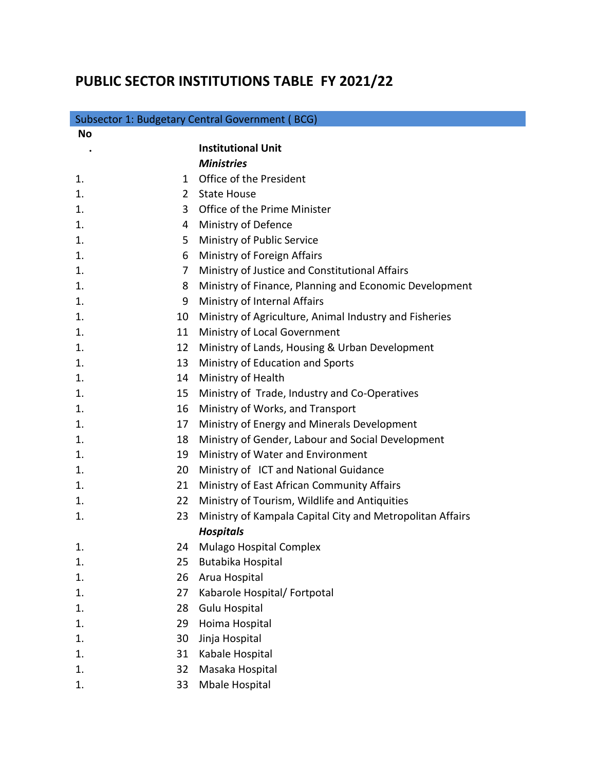# PUBLIC SECTOR INSTITUTIONS TABLE FY 2021/22

| Subsector 1: Budgetary Central Government ( BCG) | | |
|---|---|---|
| No. | | **Institutional Unit** |
| | | ***Ministries*** |
| 1. | 1 | Office of the President |
| 1. | 2 | State House |
| 1. | 3 | Office of the Prime Minister |
| 1. | 4 | Ministry of Defence |
| 1. | 5 | Ministry of Public Service |
| 1. | 6 | Ministry of Foreign Affairs |
| 1. | 7 | Ministry of Justice and Constitutional Affairs |
| 1. | 8 | Ministry of Finance, Planning and Economic Development |
| 1. | 9 | Ministry of Internal Affairs |
| 1. | 10 | Ministry of Agriculture, Animal Industry and Fisheries |
| 1. | 11 | Ministry of Local Government |
| 1. | 12 | Ministry of Lands, Housing & Urban Development |
| 1. | 13 | Ministry of Education and Sports |
| 1. | 14 | Ministry of Health |
| 1. | 15 | Ministry of Trade, Industry and Co-Operatives |
| 1. | 16 | Ministry of Works, and Transport |
| 1. | 17 | Ministry of Energy and Minerals Development |
| 1. | 18 | Ministry of Gender, Labour and Social Development |
| 1. | 19 | Ministry of Water and Environment |
| 1. | 20 | Ministry of ICT and National Guidance |
| 1. | 21 | Ministry of East African Community Affairs |
| 1. | 22 | Ministry of Tourism, Wildlife and Antiquities |
| 1. | 23 | Ministry of Kampala Capital City and Metropolitan Affairs |
| | | ***Hospitals*** |
| 1. | 24 | Mulago Hospital Complex |
| 1. | 25 | Butabika Hospital |
| 1. | 26 | Arua Hospital |
| 1. | 27 | Kabarole Hospital/ Fortpotal |
| 1. | 28 | Gulu Hospital |
| 1. | 29 | Hoima Hospital |
| 1. | 30 | Jinja Hospital |
| 1. | 31 | Kabale Hospital |
| 1. | 32 | Masaka Hospital |
| 1. | 33 | Mbale Hospital |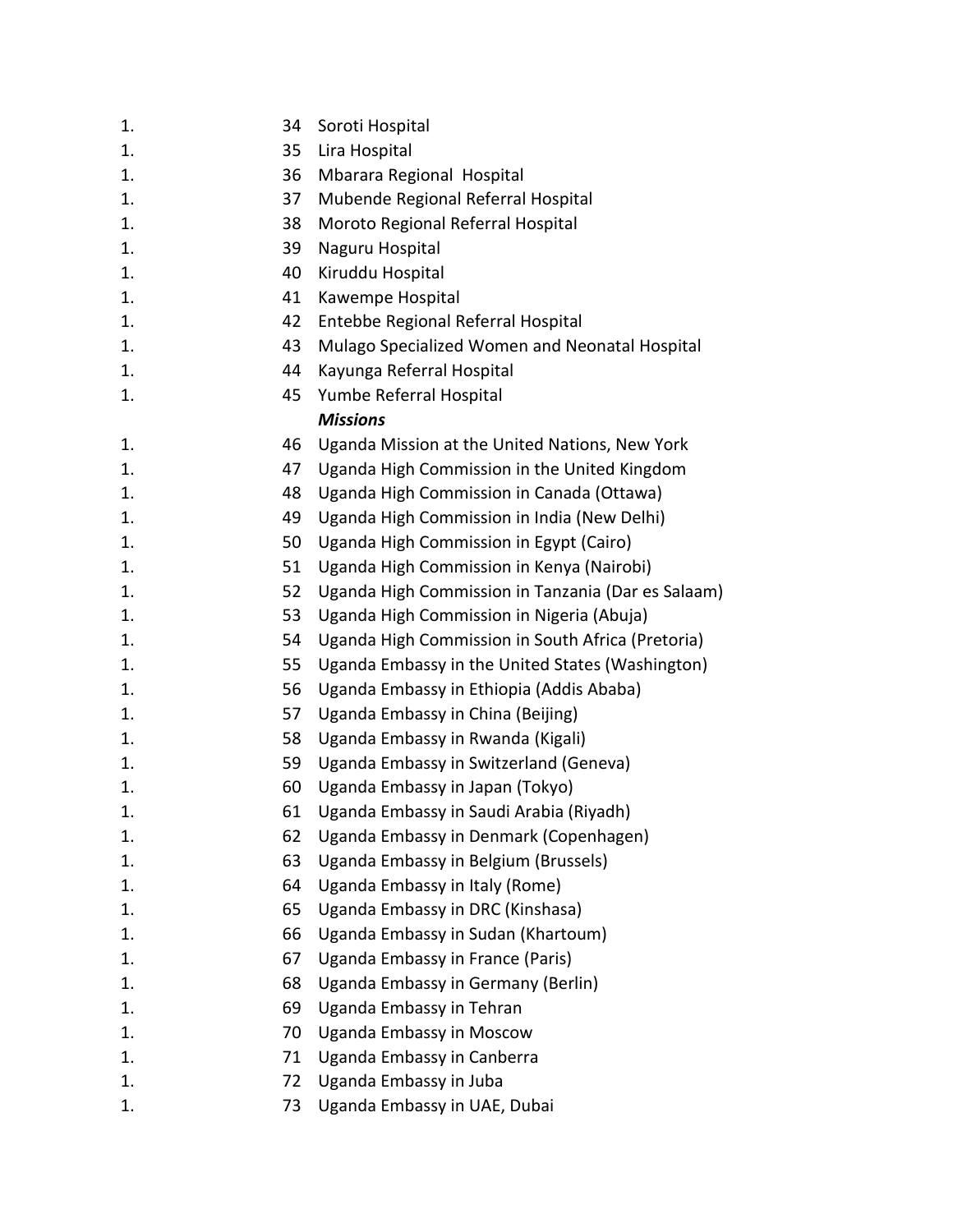| | | |
|---|---|---|
| 1. | 34 | Soroti Hospital |
| 1. | 35 | Lira Hospital |
| 1. | 36 | Mbarara Regional Hospital |
| 1. | 37 | Mubende Regional Referral Hospital |
| 1. | 38 | Moroto Regional Referral Hospital |
| 1. | 39 | Naguru Hospital |
| 1. | 40 | Kiruddu Hospital |
| 1. | 41 | Kawempe Hospital |
| 1. | 42 | Entebbe Regional Referral Hospital |
| 1. | 43 | Mulago Specialized Women and Neonatal Hospital |
| 1. | 44 | Kayunga Referral Hospital |
| 1. | 45 | Yumbe Referral Hospital |
| | | ***Missions*** |
| 1. | 46 | Uganda Mission at the United Nations, New York |
| 1. | 47 | Uganda High Commission in the United Kingdom |
| 1. | 48 | Uganda High Commission in Canada (Ottawa) |
| 1. | 49 | Uganda High Commission in India (New Delhi) |
| 1. | 50 | Uganda High Commission in Egypt (Cairo) |
| 1. | 51 | Uganda High Commission in Kenya (Nairobi) |
| 1. | 52 | Uganda High Commission in Tanzania (Dar es Salaam) |
| 1. | 53 | Uganda High Commission in Nigeria (Abuja) |
| 1. | 54 | Uganda High Commission in South Africa (Pretoria) |
| 1. | 55 | Uganda Embassy in the United States (Washington) |
| 1. | 56 | Uganda Embassy in Ethiopia (Addis Ababa) |
| 1. | 57 | Uganda Embassy in China (Beijing) |
| 1. | 58 | Uganda Embassy in Rwanda (Kigali) |
| 1. | 59 | Uganda Embassy in Switzerland (Geneva) |
| 1. | 60 | Uganda Embassy in Japan (Tokyo) |
| 1. | 61 | Uganda Embassy in Saudi Arabia (Riyadh) |
| 1. | 62 | Uganda Embassy in Denmark (Copenhagen) |
| 1. | 63 | Uganda Embassy in Belgium (Brussels) |
| 1. | 64 | Uganda Embassy in Italy (Rome) |
| 1. | 65 | Uganda Embassy in DRC (Kinshasa) |
| 1. | 66 | Uganda Embassy in Sudan (Khartoum) |
| 1. | 67 | Uganda Embassy in France (Paris) |
| 1. | 68 | Uganda Embassy in Germany (Berlin) |
| 1. | 69 | Uganda Embassy in Tehran |
| 1. | 70 | Uganda Embassy in Moscow |
| 1. | 71 | Uganda Embassy in Canberra |
| 1. | 72 | Uganda Embassy in Juba |
| 1. | 73 | Uganda Embassy in UAE, Dubai |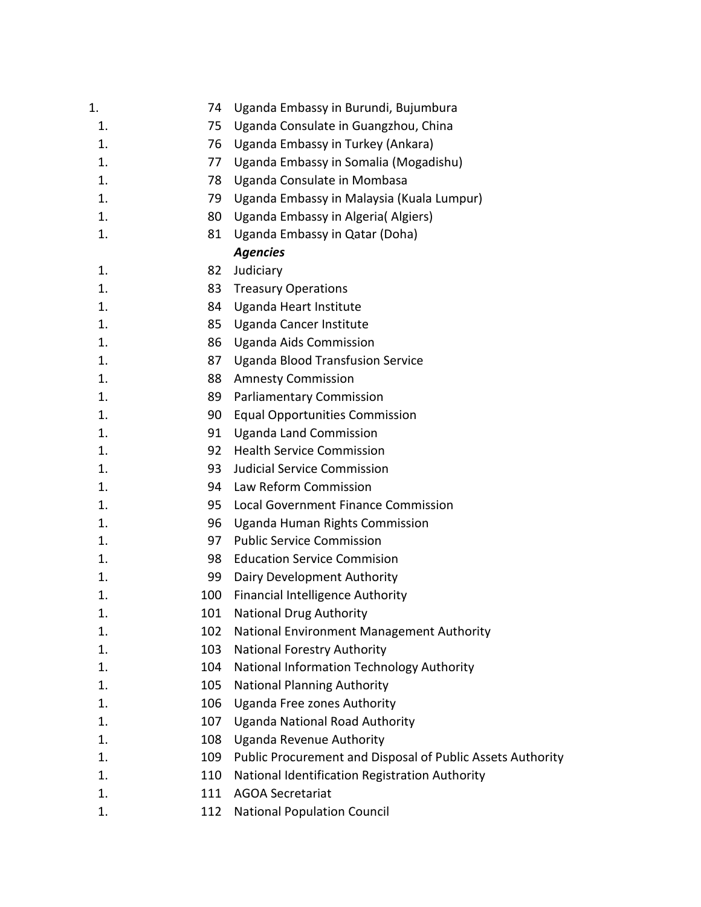| | | |
|---|---|---|
| 1. | 74 | Uganda Embassy in Burundi, Bujumbura |
| 1. | 75 | Uganda Consulate in Guangzhou, China |
| 1. | 76 | Uganda Embassy in Turkey (Ankara) |
| 1. | 77 | Uganda Embassy in Somalia (Mogadishu) |
| 1. | 78 | Uganda Consulate in Mombasa |
| 1. | 79 | Uganda Embassy in Malaysia (Kuala Lumpur) |
| 1. | 80 | Uganda Embassy in Algeria( Algiers) |
| 1. | 81 | Uganda Embassy in Qatar (Doha) |
| | | ***Agencies*** |
| 1. | 82 | Judiciary |
| 1. | 83 | Treasury Operations |
| 1. | 84 | Uganda Heart Institute |
| 1. | 85 | Uganda Cancer Institute |
| 1. | 86 | Uganda Aids Commission |
| 1. | 87 | Uganda Blood Transfusion Service |
| 1. | 88 | Amnesty Commission |
| 1. | 89 | Parliamentary Commission |
| 1. | 90 | Equal Opportunities Commission |
| 1. | 91 | Uganda Land Commission |
| 1. | 92 | Health Service Commission |
| 1. | 93 | Judicial Service Commission |
| 1. | 94 | Law Reform Commission |
| 1. | 95 | Local Government Finance Commission |
| 1. | 96 | Uganda Human Rights Commission |
| 1. | 97 | Public Service Commission |
| 1. | 98 | Education Service Commision |
| 1. | 99 | Dairy Development Authority |
| 1. | 100 | Financial Intelligence Authority |
| 1. | 101 | National Drug Authority |
| 1. | 102 | National Environment Management Authority |
| 1. | 103 | National Forestry Authority |
| 1. | 104 | National Information Technology Authority |
| 1. | 105 | National Planning Authority |
| 1. | 106 | Uganda Free zones Authority |
| 1. | 107 | Uganda National Road Authority |
| 1. | 108 | Uganda Revenue Authority |
| 1. | 109 | Public Procurement and Disposal of Public Assets Authority |
| 1. | 110 | National Identification Registration Authority |
| 1. | 111 | AGOA Secretariat |
| 1. | 112 | National Population Council |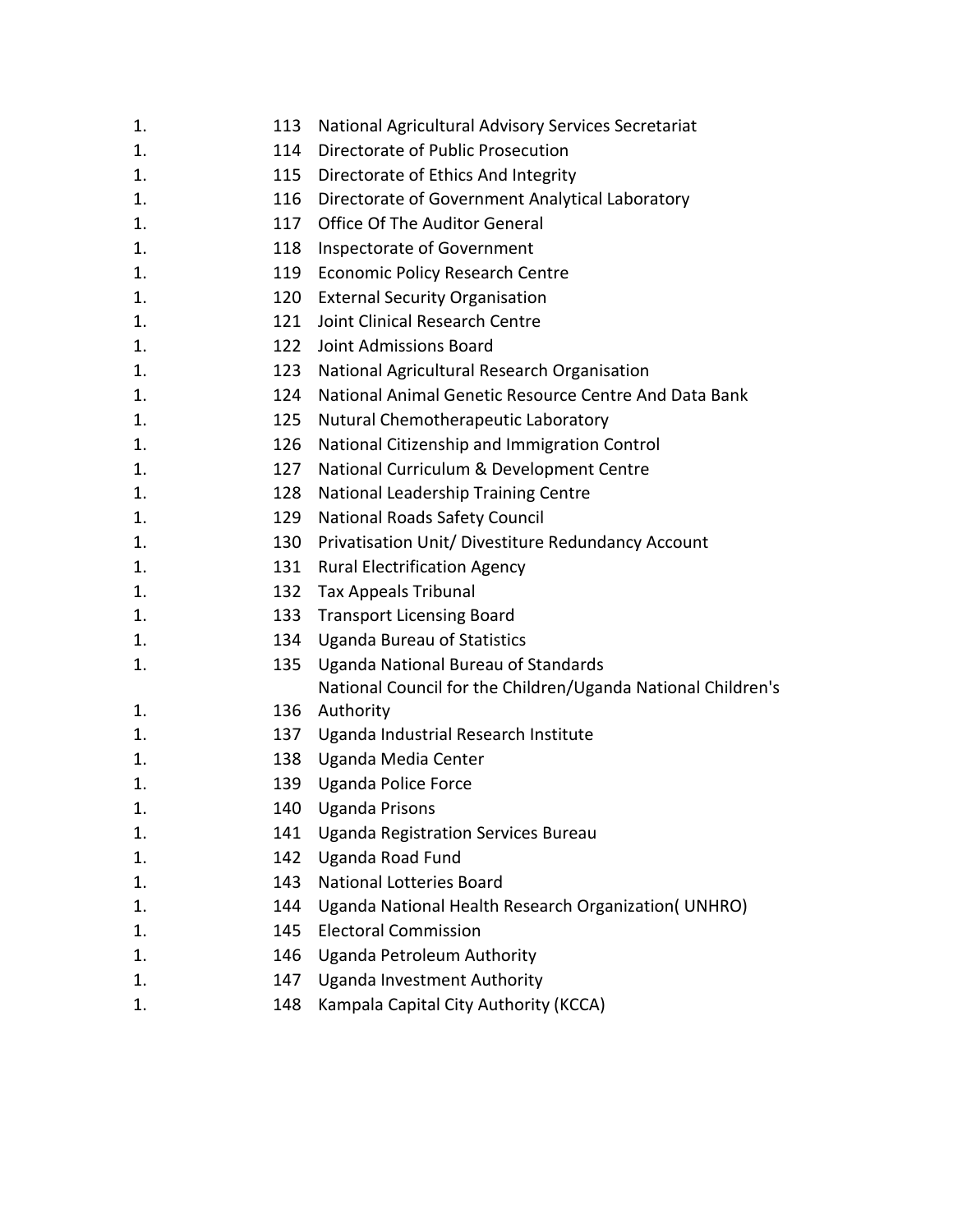| | | |
|---|---|---|
| 1. | 113 | National Agricultural Advisory Services Secretariat |
| 1. | 114 | Directorate of Public Prosecution |
| 1. | 115 | Directorate of Ethics And Integrity |
| 1. | 116 | Directorate of Government Analytical Laboratory |
| 1. | 117 | Office Of The Auditor General |
| 1. | 118 | Inspectorate of Government |
| 1. | 119 | Economic Policy Research Centre |
| 1. | 120 | External Security Organisation |
| 1. | 121 | Joint Clinical Research Centre |
| 1. | 122 | Joint Admissions Board |
| 1. | 123 | National Agricultural Research Organisation |
| 1. | 124 | National Animal Genetic Resource Centre And Data Bank |
| 1. | 125 | Nutural Chemotherapeutic Laboratory |
| 1. | 126 | National Citizenship and Immigration Control |
| 1. | 127 | National Curriculum & Development Centre |
| 1. | 128 | National Leadership Training Centre |
| 1. | 129 | National Roads Safety Council |
| 1. | 130 | Privatisation Unit/ Divestiture Redundancy Account |
| 1. | 131 | Rural Electrification Agency |
| 1. | 132 | Tax Appeals Tribunal |
| 1. | 133 | Transport Licensing Board |
| 1. | 134 | Uganda Bureau of Statistics |
| 1. | 135 | Uganda National Bureau of Standards |
| 1. | 136 | National Council for the Children/Uganda National Children's Authority |
| 1. | 137 | Uganda Industrial Research Institute |
| 1. | 138 | Uganda Media Center |
| 1. | 139 | Uganda Police Force |
| 1. | 140 | Uganda Prisons |
| 1. | 141 | Uganda Registration Services Bureau |
| 1. | 142 | Uganda Road Fund |
| 1. | 143 | National Lotteries Board |
| 1. | 144 | Uganda National Health Research Organization( UNHRO) |
| 1. | 145 | Electoral Commission |
| 1. | 146 | Uganda Petroleum Authority |
| 1. | 147 | Uganda Investment Authority |
| 1. | 148 | Kampala Capital City Authority (KCCA) |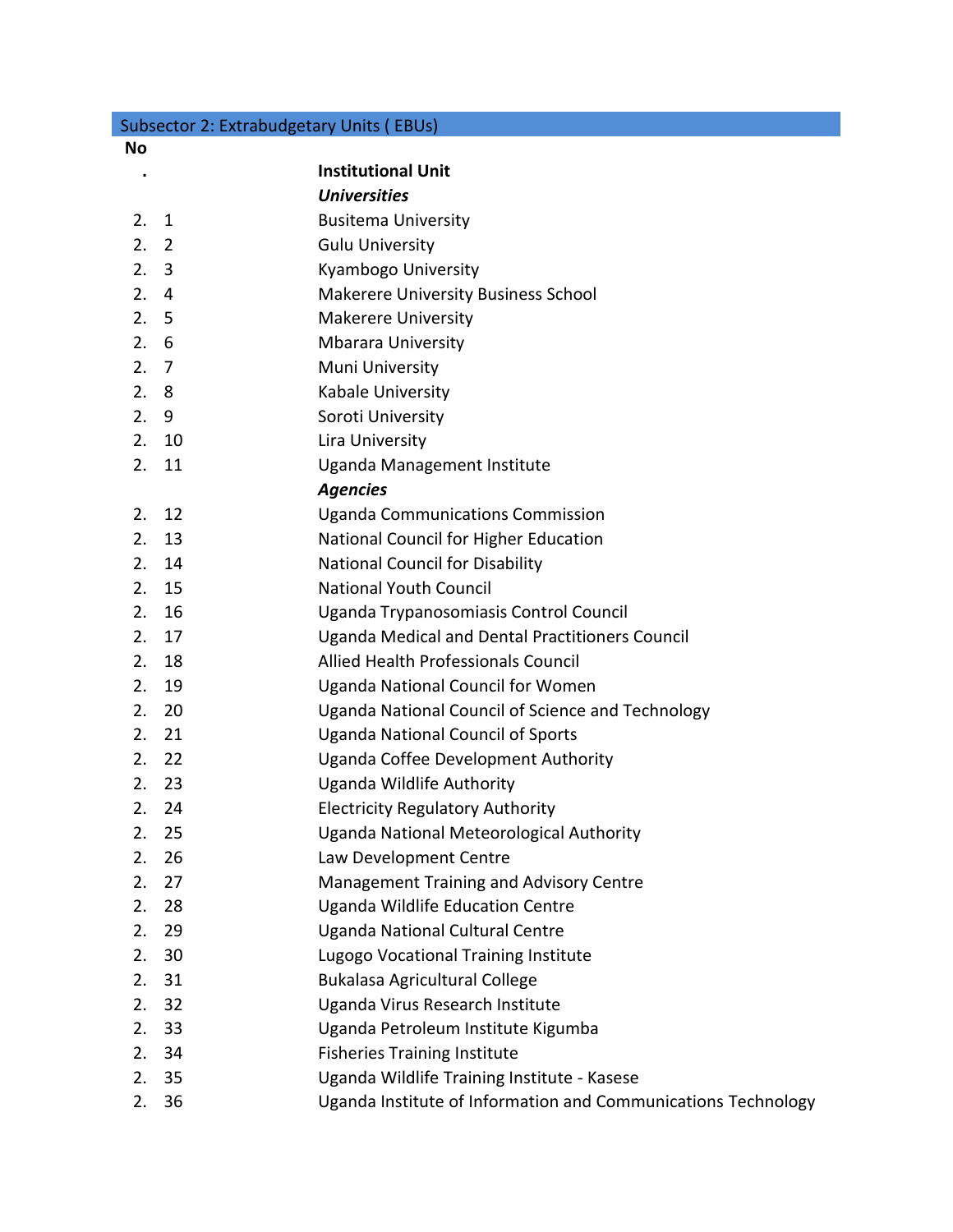## Subsector 2: Extrabudgetary Units ( EBUs)

| No. | Institutional Unit |
|---|---|
| | ***Universities*** |
| 2. 1 | Busitema University |
| 2. 2 | Gulu University |
| 2. 3 | Kyambogo University |
| 2. 4 | Makerere University Business School |
| 2. 5 | Makerere University |
| 2. 6 | Mbarara University |
| 2. 7 | Muni University |
| 2. 8 | Kabale University |
| 2. 9 | Soroti University |
| 2. 10 | Lira University |
| 2. 11 | Uganda Management Institute |
| | ***Agencies*** |
| 2. 12 | Uganda Communications Commission |
| 2. 13 | National Council for Higher Education |
| 2. 14 | National Council for Disability |
| 2. 15 | National Youth Council |
| 2. 16 | Uganda Trypanosomiasis Control Council |
| 2. 17 | Uganda Medical and Dental Practitioners Council |
| 2. 18 | Allied Health Professionals Council |
| 2. 19 | Uganda National Council for Women |
| 2. 20 | Uganda National Council of Science and Technology |
| 2. 21 | Uganda National Council of Sports |
| 2. 22 | Uganda Coffee Development Authority |
| 2. 23 | Uganda Wildlife Authority |
| 2. 24 | Electricity Regulatory Authority |
| 2. 25 | Uganda National Meteorological Authority |
| 2. 26 | Law Development Centre |
| 2. 27 | Management Training and Advisory Centre |
| 2. 28 | Uganda Wildlife Education Centre |
| 2. 29 | Uganda National Cultural Centre |
| 2. 30 | Lugogo Vocational Training Institute |
| 2. 31 | Bukalasa Agricultural College |
| 2. 32 | Uganda Virus Research Institute |
| 2. 33 | Uganda Petroleum Institute Kigumba |
| 2. 34 | Fisheries Training Institute |
| 2. 35 | Uganda Wildlife Training Institute - Kasese |
| 2. 36 | Uganda Institute of Information and Communications Technology |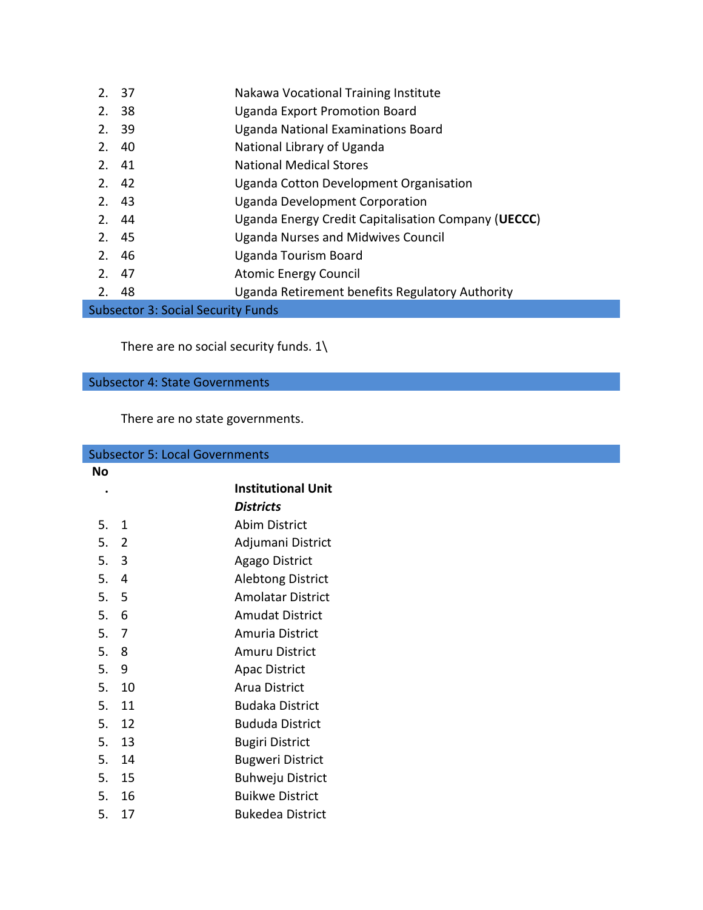| No. | | Institutional Unit |
|---|---|---|
| 2. | 37 | Nakawa Vocational Training Institute |
| 2. | 38 | Uganda Export Promotion Board |
| 2. | 39 | Uganda National Examinations Board |
| 2. | 40 | National Library of Uganda |
| 2. | 41 | National Medical Stores |
| 2. | 42 | Uganda Cotton Development Organisation |
| 2. | 43 | Uganda Development Corporation |
| 2. | 44 | Uganda Energy Credit Capitalisation Company (**UECCC**) |
| 2. | 45 | Uganda Nurses and Midwives Council |
| 2. | 46 | Uganda Tourism Board |
| 2. | 47 | Atomic Energy Council |
| 2. | 48 | Uganda Retirement benefits Regulatory Authority |

## Subsector 3: Social Security Funds

There are no social security funds. 1\

## Subsector 4: State Governments

There are no state governments.

## Subsector 5: Local Governments

| No. | | Institutional Unit |
|---|---|---|
| | | ***Districts*** |
| 5. | 1 | Abim District |
| 5. | 2 | Adjumani District |
| 5. | 3 | Agago District |
| 5. | 4 | Alebtong District |
| 5. | 5 | Amolatar District |
| 5. | 6 | Amudat District |
| 5. | 7 | Amuria District |
| 5. | 8 | Amuru District |
| 5. | 9 | Apac District |
| 5. | 10 | Arua District |
| 5. | 11 | Budaka District |
| 5. | 12 | Bududa District |
| 5. | 13 | Bugiri District |
| 5. | 14 | Bugweri District |
| 5. | 15 | Buhweju District |
| 5. | 16 | Buikwe District |
| 5. | 17 | Bukedea District |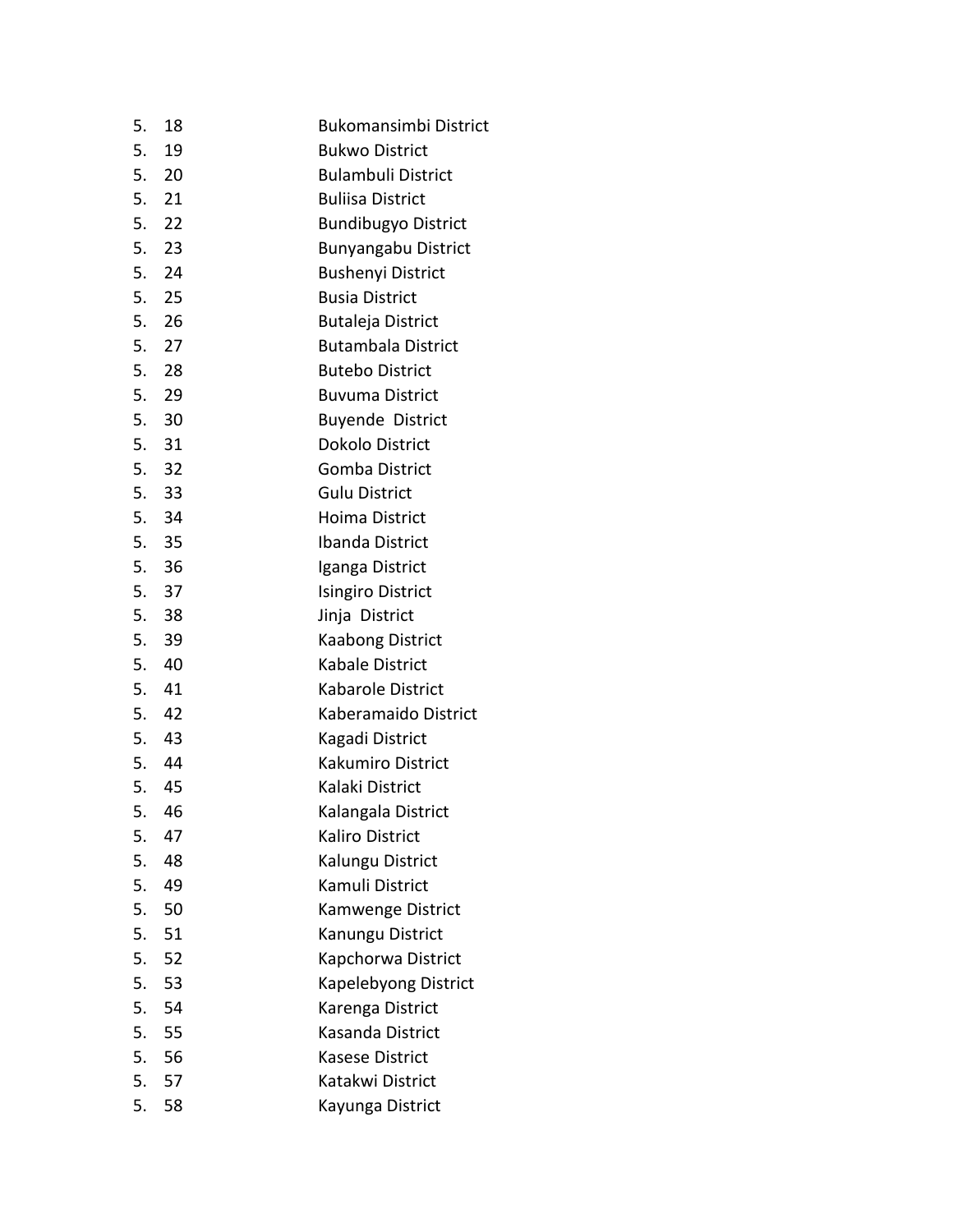5. 18 Bukomansimbi District
5. 19 Bukwo District
5. 20 Bulambuli District
5. 21 Buliisa District
5. 22 Bundibugyo District
5. 23 Bunyangabu District
5. 24 Bushenyi District
5. 25 Busia District
5. 26 Butaleja District
5. 27 Butambala District
5. 28 Butebo District
5. 29 Buvuma District
5. 30 Buyende District
5. 31 Dokolo District
5. 32 Gomba District
5. 33 Gulu District
5. 34 Hoima District
5. 35 Ibanda District
5. 36 Iganga District
5. 37 Isingiro District
5. 38 Jinja District
5. 39 Kaabong District
5. 40 Kabale District
5. 41 Kabarole District
5. 42 Kaberamaido District
5. 43 Kagadi District
5. 44 Kakumiro District
5. 45 Kalaki District
5. 46 Kalangala District
5. 47 Kaliro District
5. 48 Kalungu District
5. 49 Kamuli District
5. 50 Kamwenge District
5. 51 Kanungu District
5. 52 Kapchorwa District
5. 53 Kapelebyong District
5. 54 Karenga District
5. 55 Kasanda District
5. 56 Kasese District
5. 57 Katakwi District
5. 58 Kayunga District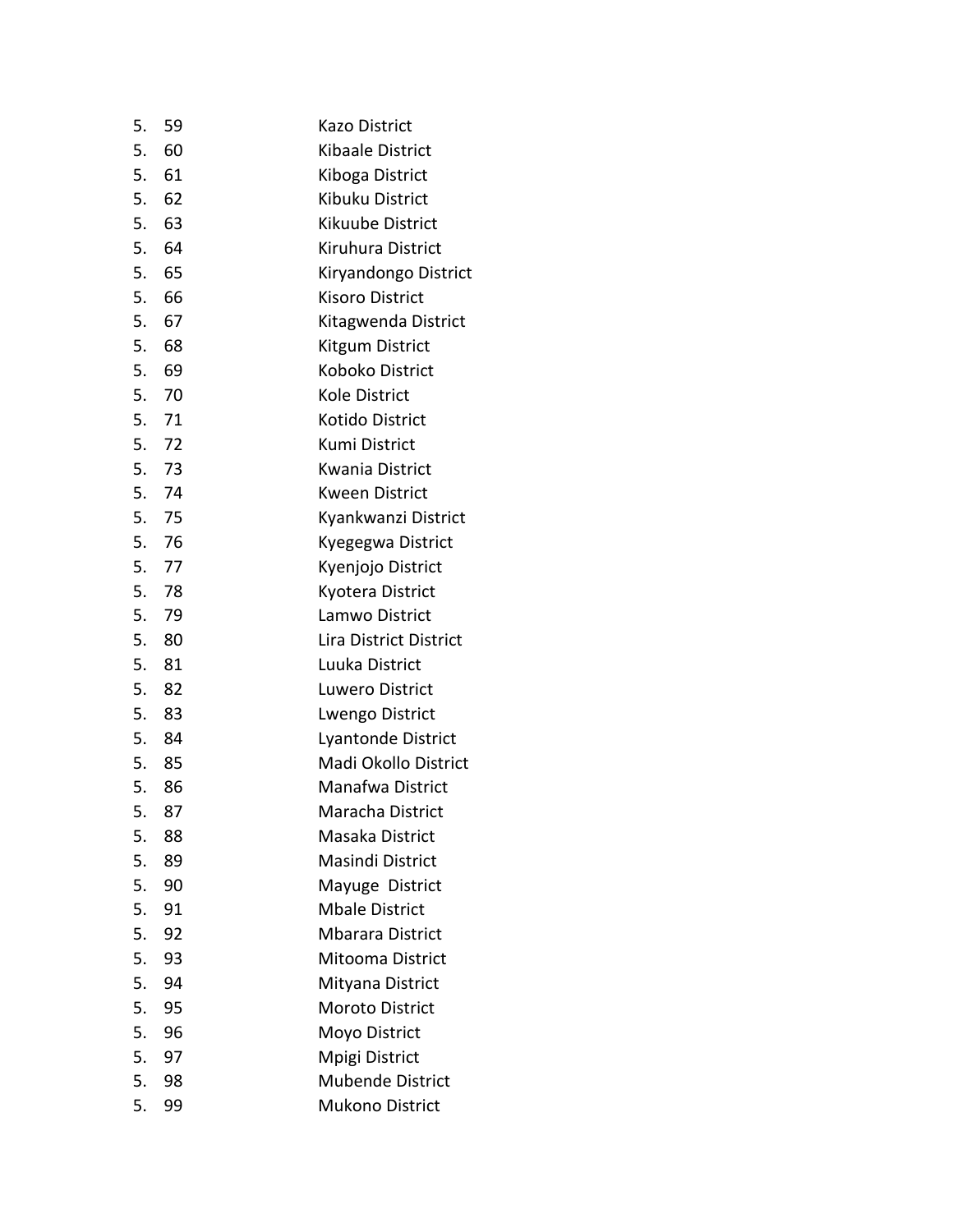5. 59 Kazo District
5. 60 Kibaale District
5. 61 Kiboga District
5. 62 Kibuku District
5. 63 Kikuube District
5. 64 Kiruhura District
5. 65 Kiryandongo District
5. 66 Kisoro District
5. 67 Kitagwenda District
5. 68 Kitgum District
5. 69 Koboko District
5. 70 Kole District
5. 71 Kotido District
5. 72 Kumi District
5. 73 Kwania District
5. 74 Kween District
5. 75 Kyankwanzi District
5. 76 Kyegegwa District
5. 77 Kyenjojo District
5. 78 Kyotera District
5. 79 Lamwo District
5. 80 Lira District District
5. 81 Luuka District
5. 82 Luwero District
5. 83 Lwengo District
5. 84 Lyantonde District
5. 85 Madi Okollo District
5. 86 Manafwa District
5. 87 Maracha District
5. 88 Masaka District
5. 89 Masindi District
5. 90 Mayuge District
5. 91 Mbale District
5. 92 Mbarara District
5. 93 Mitooma District
5. 94 Mityana District
5. 95 Moroto District
5. 96 Moyo District
5. 97 Mpigi District
5. 98 Mubende District
5. 99 Mukono District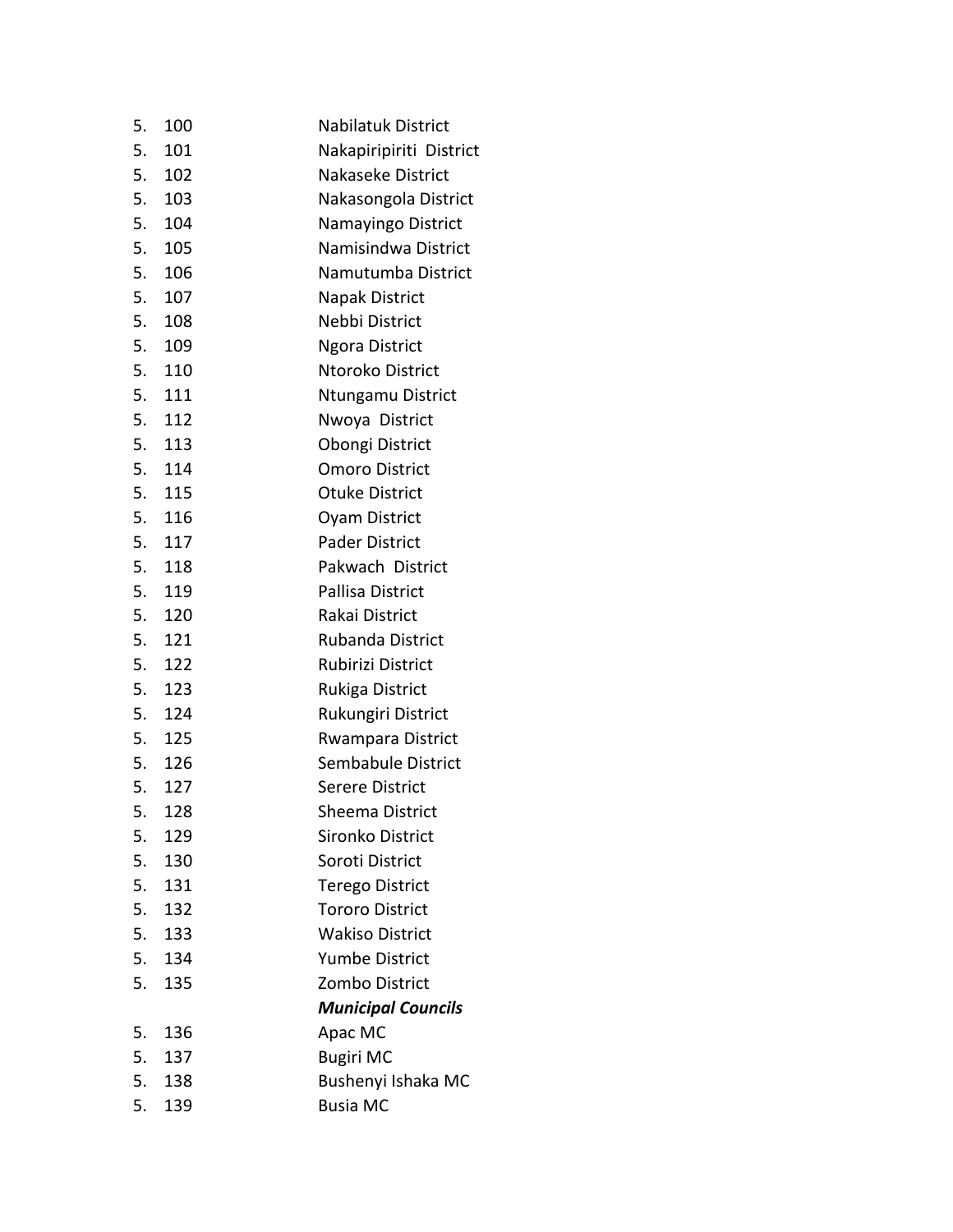| | | |
|---|---|---|
| 5. | 100 | Nabilatuk District |
| 5. | 101 | Nakapiripiriti District |
| 5. | 102 | Nakaseke District |
| 5. | 103 | Nakasongola District |
| 5. | 104 | Namayingo District |
| 5. | 105 | Namisindwa District |
| 5. | 106 | Namutumba District |
| 5. | 107 | Napak District |
| 5. | 108 | Nebbi District |
| 5. | 109 | Ngora District |
| 5. | 110 | Ntoroko District |
| 5. | 111 | Ntungamu District |
| 5. | 112 | Nwoya District |
| 5. | 113 | Obongi District |
| 5. | 114 | Omoro District |
| 5. | 115 | Otuke District |
| 5. | 116 | Oyam District |
| 5. | 117 | Pader District |
| 5. | 118 | Pakwach District |
| 5. | 119 | Pallisa District |
| 5. | 120 | Rakai District |
| 5. | 121 | Rubanda District |
| 5. | 122 | Rubirizi District |
| 5. | 123 | Rukiga District |
| 5. | 124 | Rukungiri District |
| 5. | 125 | Rwampara District |
| 5. | 126 | Sembabule District |
| 5. | 127 | Serere District |
| 5. | 128 | Sheema District |
| 5. | 129 | Sironko District |
| 5. | 130 | Soroti District |
| 5. | 131 | Terego District |
| 5. | 132 | Tororo District |
| 5. | 133 | Wakiso District |
| 5. | 134 | Yumbe District |
| 5. | 135 | Zombo District |
| | | ***Municipal Councils*** |
| 5. | 136 | Apac MC |
| 5. | 137 | Bugiri MC |
| 5. | 138 | Bushenyi Ishaka MC |
| 5. | 139 | Busia MC |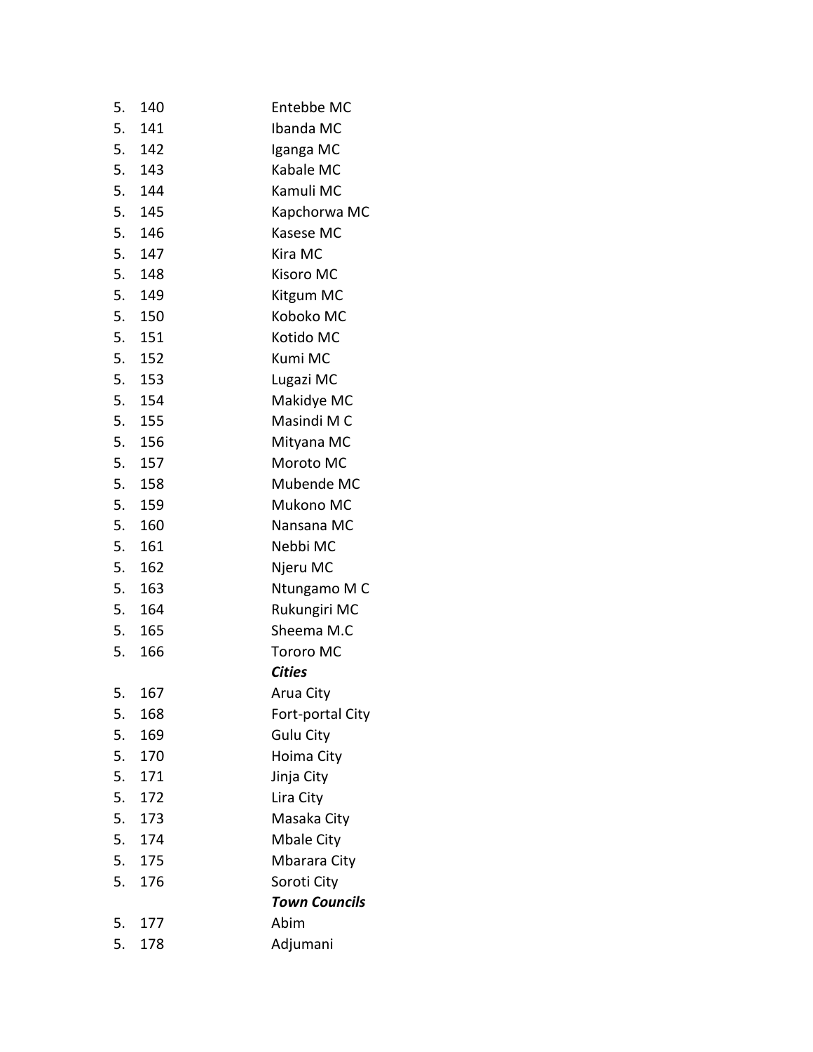5. 140 Entebbe MC
5. 141 Ibanda MC
5. 142 Iganga MC
5. 143 Kabale MC
5. 144 Kamuli MC
5. 145 Kapchorwa MC
5. 146 Kasese MC
5. 147 Kira MC
5. 148 Kisoro MC
5. 149 Kitgum MC
5. 150 Koboko MC
5. 151 Kotido MC
5. 152 Kumi MC
5. 153 Lugazi MC
5. 154 Makidye MC
5. 155 Masindi M C
5. 156 Mityana MC
5. 157 Moroto MC
5. 158 Mubende MC
5. 159 Mukono MC
5. 160 Nansana MC
5. 161 Nebbi MC
5. 162 Njeru MC
5. 163 Ntungamo M C
5. 164 Rukungiri MC
5. 165 Sheema M.C
5. 166 Tororo MC

***Cities***

5. 167 Arua City
5. 168 Fort-portal City
5. 169 Gulu City
5. 170 Hoima City
5. 171 Jinja City
5. 172 Lira City
5. 173 Masaka City
5. 174 Mbale City
5. 175 Mbarara City
5. 176 Soroti City

***Town Councils***

5. 177 Abim
5. 178 Adjumani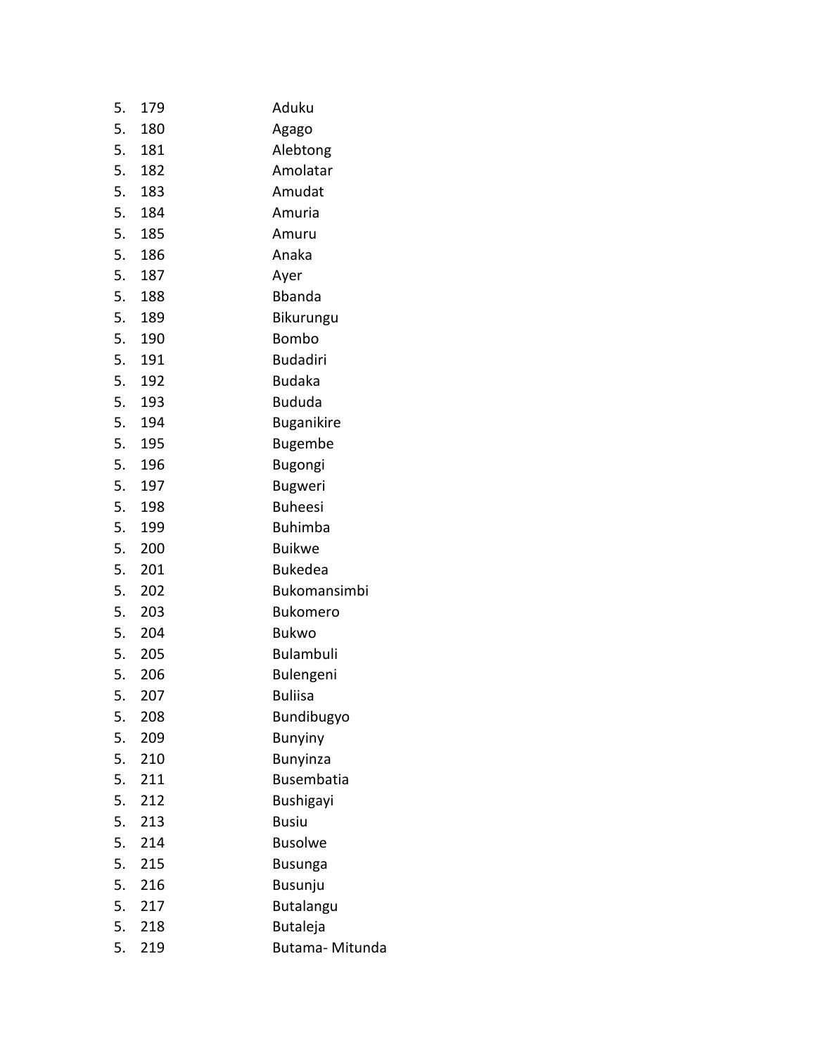5. 179 Aduku
5. 180 Agago
5. 181 Alebtong
5. 182 Amolatar
5. 183 Amudat
5. 184 Amuria
5. 185 Amuru
5. 186 Anaka
5. 187 Ayer
5. 188 Bbanda
5. 189 Bikurungu
5. 190 Bombo
5. 191 Budadiri
5. 192 Budaka
5. 193 Bududa
5. 194 Buganikire
5. 195 Bugembe
5. 196 Bugongi
5. 197 Bugweri
5. 198 Buheesi
5. 199 Buhimba
5. 200 Buikwe
5. 201 Bukedea
5. 202 Bukomansimbi
5. 203 Bukomero
5. 204 Bukwo
5. 205 Bulambuli
5. 206 Bulengeni
5. 207 Buliisa
5. 208 Bundibugyo
5. 209 Bunyiny
5. 210 Bunyinza
5. 211 Busembatia
5. 212 Bushigayi
5. 213 Busiu
5. 214 Busolwe
5. 215 Busunga
5. 216 Busunju
5. 217 Butalangu
5. 218 Butaleja
5. 219 Butama- Mitunda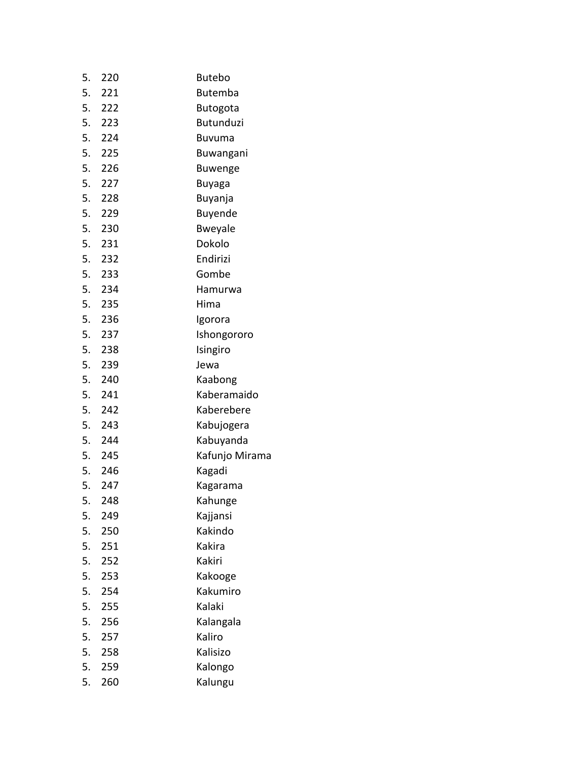5. 220 Butebo
5. 221 Butemba
5. 222 Butogota
5. 223 Butunduzi
5. 224 Buvuma
5. 225 Buwangani
5. 226 Buwenge
5. 227 Buyaga
5. 228 Buyanja
5. 229 Buyende
5. 230 Bweyale
5. 231 Dokolo
5. 232 Endirizi
5. 233 Gombe
5. 234 Hamurwa
5. 235 Hima
5. 236 Igorora
5. 237 Ishongororo
5. 238 Isingiro
5. 239 Jewa
5. 240 Kaabong
5. 241 Kaberamaido
5. 242 Kaberebere
5. 243 Kabujogera
5. 244 Kabuyanda
5. 245 Kafunjo Mirama
5. 246 Kagadi
5. 247 Kagarama
5. 248 Kahunge
5. 249 Kajjansi
5. 250 Kakindo
5. 251 Kakira
5. 252 Kakiri
5. 253 Kakooge
5. 254 Kakumiro
5. 255 Kalaki
5. 256 Kalangala
5. 257 Kaliro
5. 258 Kalisizo
5. 259 Kalongo
5. 260 Kalungu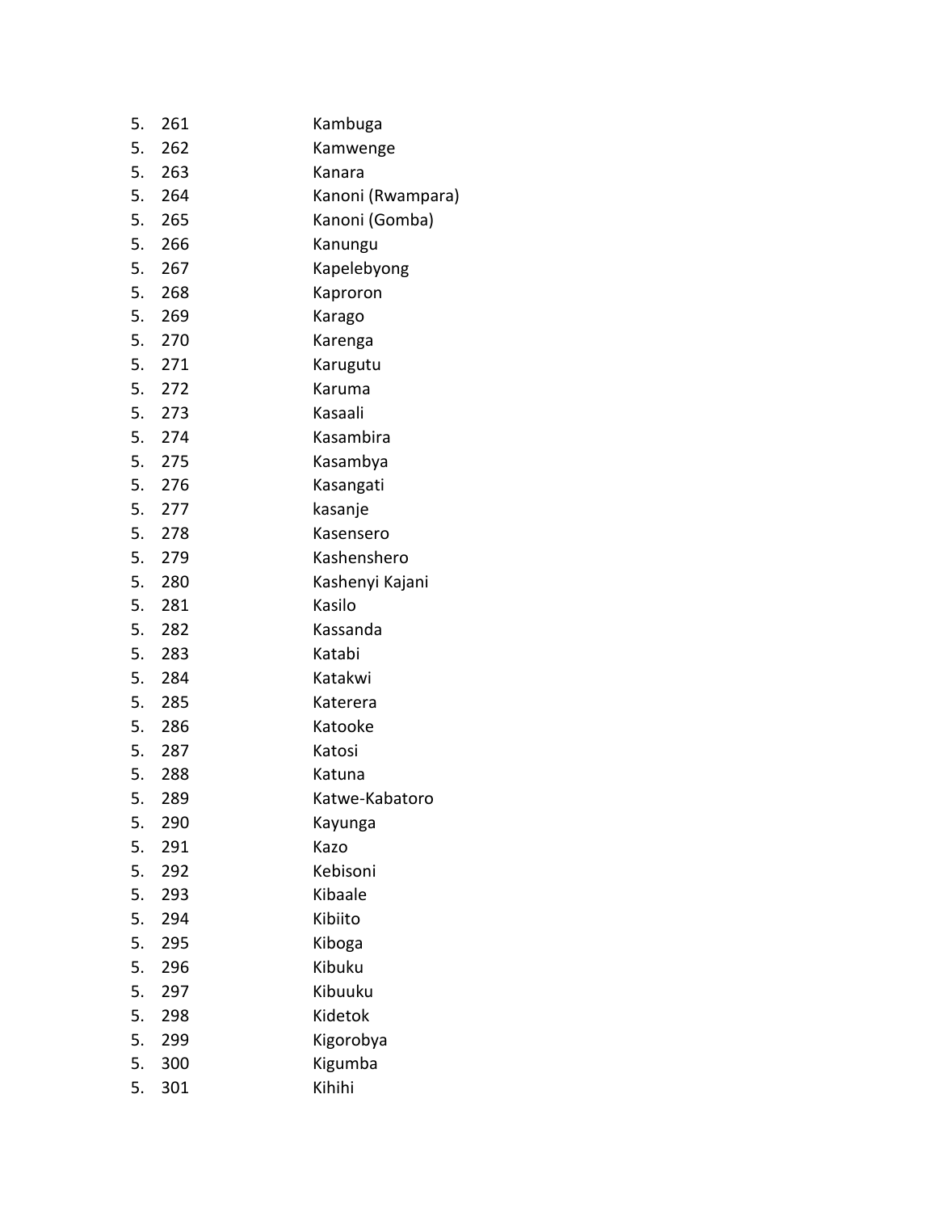5. 261 Kambuga
5. 262 Kamwenge
5. 263 Kanara
5. 264 Kanoni (Rwampara)
5. 265 Kanoni (Gomba)
5. 266 Kanungu
5. 267 Kapelebyong
5. 268 Kaproron
5. 269 Karago
5. 270 Karenga
5. 271 Karugutu
5. 272 Karuma
5. 273 Kasaali
5. 274 Kasambira
5. 275 Kasambya
5. 276 Kasangati
5. 277 kasanje
5. 278 Kasensero
5. 279 Kashenshero
5. 280 Kashenyi Kajani
5. 281 Kasilo
5. 282 Kassanda
5. 283 Katabi
5. 284 Katakwi
5. 285 Katerera
5. 286 Katooke
5. 287 Katosi
5. 288 Katuna
5. 289 Katwe-Kabatoro
5. 290 Kayunga
5. 291 Kazo
5. 292 Kebisoni
5. 293 Kibaale
5. 294 Kibiito
5. 295 Kiboga
5. 296 Kibuku
5. 297 Kibuuku
5. 298 Kidetok
5. 299 Kigorobya
5. 300 Kigumba
5. 301 Kihihi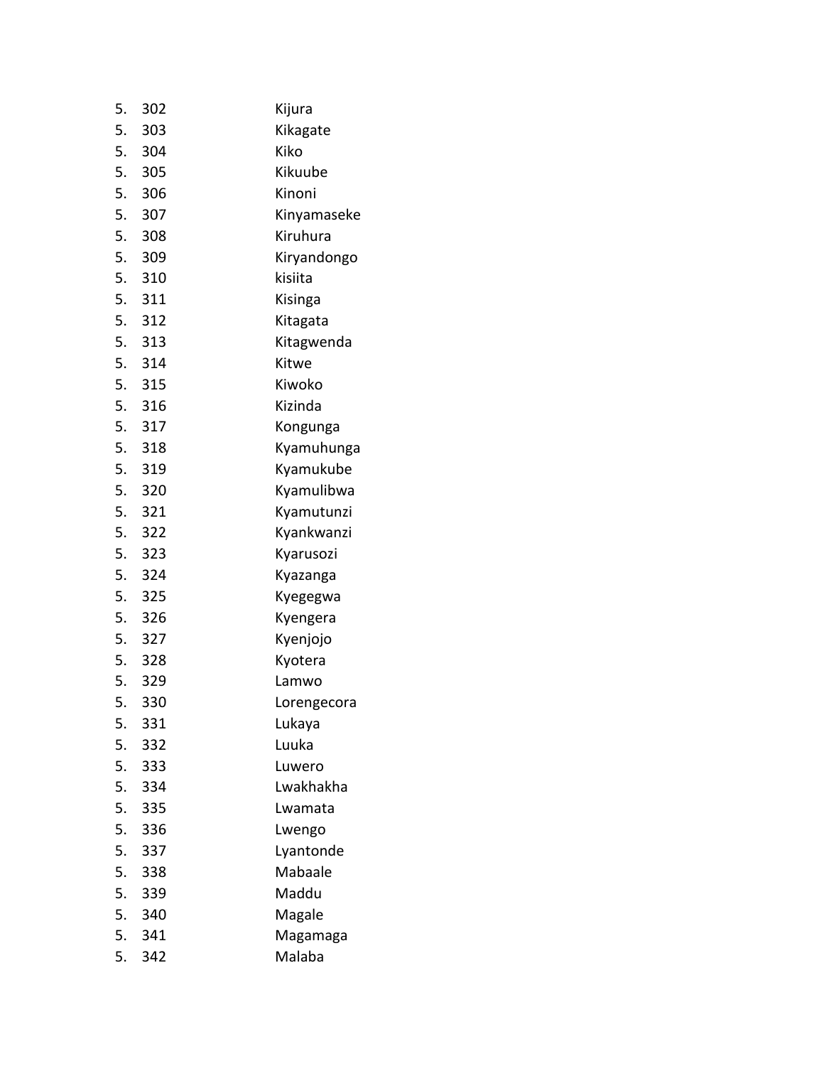5. 302 Kijura
5. 303 Kikagate
5. 304 Kiko
5. 305 Kikuube
5. 306 Kinoni
5. 307 Kinyamaseke
5. 308 Kiruhura
5. 309 Kiryandongo
5. 310 kisiita
5. 311 Kisinga
5. 312 Kitagata
5. 313 Kitagwenda
5. 314 Kitwe
5. 315 Kiwoko
5. 316 Kizinda
5. 317 Kongunga
5. 318 Kyamuhunga
5. 319 Kyamukube
5. 320 Kyamulibwa
5. 321 Kyamutunzi
5. 322 Kyankwanzi
5. 323 Kyarusozi
5. 324 Kyazanga
5. 325 Kyegegwa
5. 326 Kyengera
5. 327 Kyenjojo
5. 328 Kyotera
5. 329 Lamwo
5. 330 Lorengecora
5. 331 Lukaya
5. 332 Luuka
5. 333 Luwero
5. 334 Lwakhakha
5. 335 Lwamata
5. 336 Lwengo
5. 337 Lyantonde
5. 338 Mabaale
5. 339 Maddu
5. 340 Magale
5. 341 Magamaga
5. 342 Malaba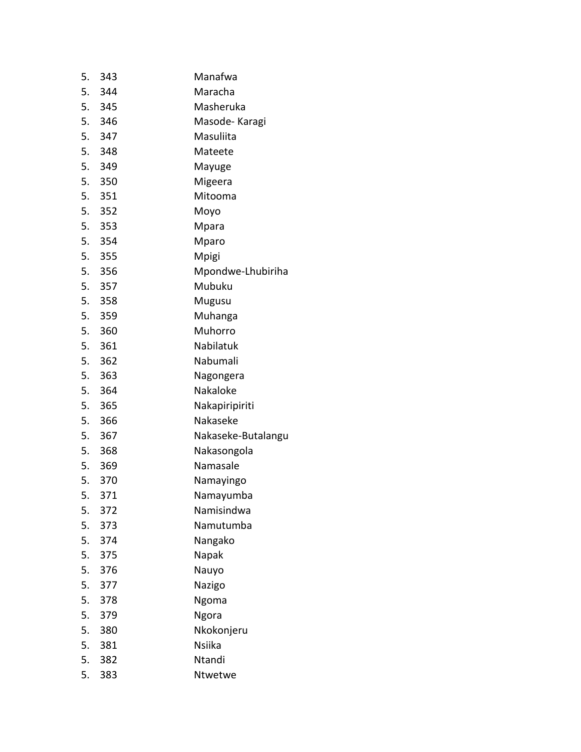5. 343 Manafwa
5. 344 Maracha
5. 345 Masheruka
5. 346 Masode- Karagi
5. 347 Masuliita
5. 348 Mateete
5. 349 Mayuge
5. 350 Migeera
5. 351 Mitooma
5. 352 Moyo
5. 353 Mpara
5. 354 Mparo
5. 355 Mpigi
5. 356 Mpondwe-Lhubiriha
5. 357 Mubuku
5. 358 Mugusu
5. 359 Muhanga
5. 360 Muhorro
5. 361 Nabilatuk
5. 362 Nabumali
5. 363 Nagongera
5. 364 Nakaloke
5. 365 Nakapiripiriti
5. 366 Nakaseke
5. 367 Nakaseke-Butalangu
5. 368 Nakasongola
5. 369 Namasale
5. 370 Namayingo
5. 371 Namayumba
5. 372 Namisindwa
5. 373 Namutumba
5. 374 Nangako
5. 375 Napak
5. 376 Nauyo
5. 377 Nazigo
5. 378 Ngoma
5. 379 Ngora
5. 380 Nkokonjeru
5. 381 Nsiika
5. 382 Ntandi
5. 383 Ntwetwe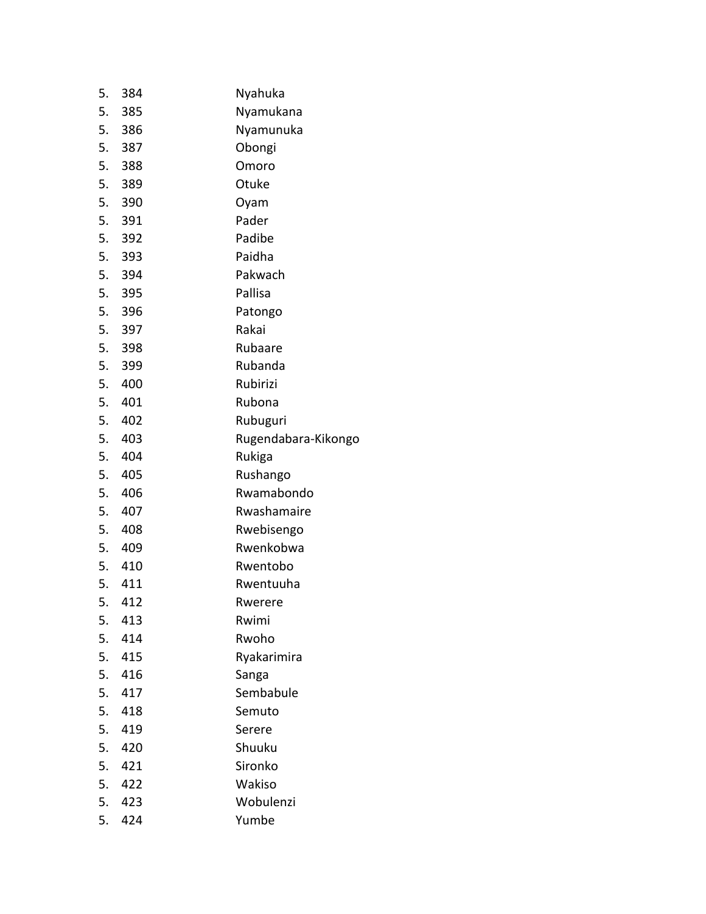5. 384 Nyahuka
5. 385 Nyamukana
5. 386 Nyamunuka
5. 387 Obongi
5. 388 Omoro
5. 389 Otuke
5. 390 Oyam
5. 391 Pader
5. 392 Padibe
5. 393 Paidha
5. 394 Pakwach
5. 395 Pallisa
5. 396 Patongo
5. 397 Rakai
5. 398 Rubaare
5. 399 Rubanda
5. 400 Rubirizi
5. 401 Rubona
5. 402 Rubuguri
5. 403 Rugendabara-Kikongo
5. 404 Rukiga
5. 405 Rushango
5. 406 Rwamabondo
5. 407 Rwashamaire
5. 408 Rwebisengo
5. 409 Rwenkobwa
5. 410 Rwentobo
5. 411 Rwentuuha
5. 412 Rwerere
5. 413 Rwimi
5. 414 Rwoho
5. 415 Ryakarimira
5. 416 Sanga
5. 417 Sembabule
5. 418 Semuto
5. 419 Serere
5. 420 Shuuku
5. 421 Sironko
5. 422 Wakiso
5. 423 Wobulenzi
5. 424 Yumbe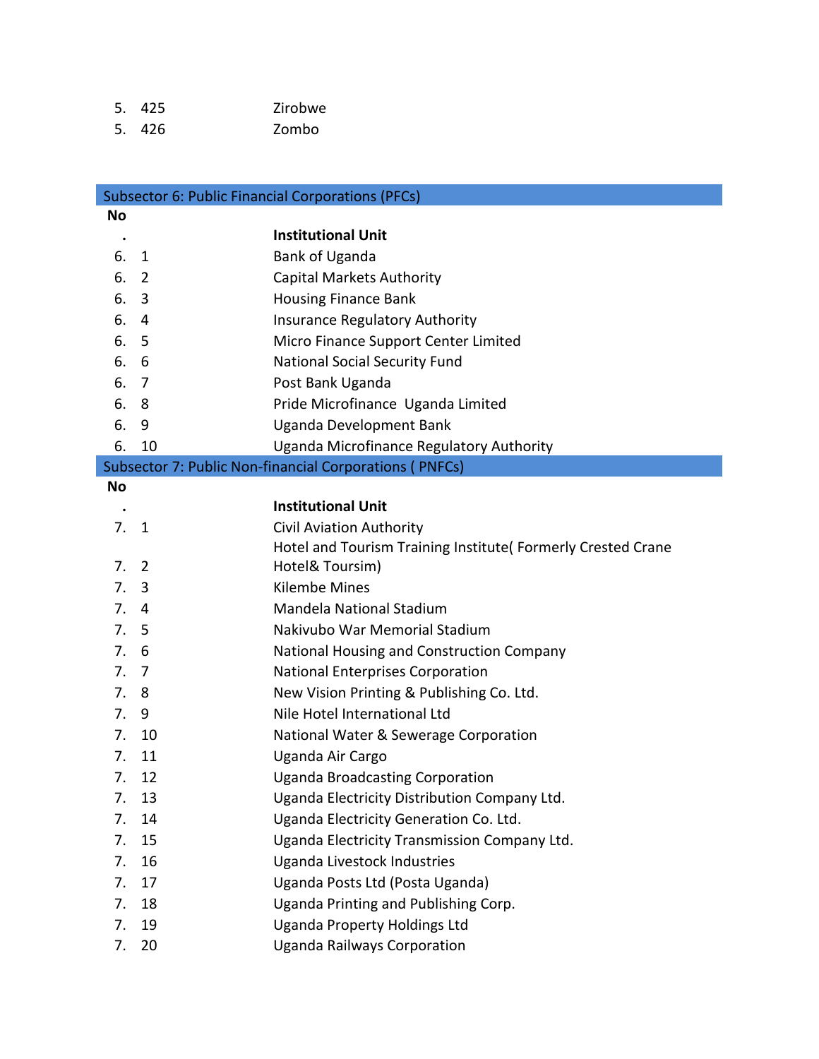| No. | | Institutional Unit |
|---|---|---|
| 5. | 425 | Zirobwe |
| 5. | 426 | Zombo |

| Subsector 6: Public Financial Corporations (PFCs) | | |
|---|---|---|
| **No.** | | **Institutional Unit** |
| 6. | 1 | Bank of Uganda |
| 6. | 2 | Capital Markets Authority |
| 6. | 3 | Housing Finance Bank |
| 6. | 4 | Insurance Regulatory Authority |
| 6. | 5 | Micro Finance Support Center Limited |
| 6. | 6 | National Social Security Fund |
| 6. | 7 | Post Bank Uganda |
| 6. | 8 | Pride Microfinance Uganda Limited |
| 6. | 9 | Uganda Development Bank |
| 6. | 10 | Uganda Microfinance Regulatory Authority |

| Subsector 7: Public Non-financial Corporations ( PNFCs) | | |
|---|---|---|
| **No.** | | **Institutional Unit** |
| 7. | 1 | Civil Aviation Authority |
| 7. | 2 | Hotel and Tourism Training Institute( Formerly Crested Crane Hotel& Toursim) |
| 7. | 3 | Kilembe Mines |
| 7. | 4 | Mandela National Stadium |
| 7. | 5 | Nakivubo War Memorial Stadium |
| 7. | 6 | National Housing and Construction Company |
| 7. | 7 | National Enterprises Corporation |
| 7. | 8 | New Vision Printing & Publishing Co. Ltd. |
| 7. | 9 | Nile Hotel International Ltd |
| 7. | 10 | National Water & Sewerage Corporation |
| 7. | 11 | Uganda Air Cargo |
| 7. | 12 | Uganda Broadcasting Corporation |
| 7. | 13 | Uganda Electricity Distribution Company Ltd. |
| 7. | 14 | Uganda Electricity Generation Co. Ltd. |
| 7. | 15 | Uganda Electricity Transmission Company Ltd. |
| 7. | 16 | Uganda Livestock Industries |
| 7. | 17 | Uganda Posts Ltd (Posta Uganda) |
| 7. | 18 | Uganda Printing and Publishing Corp. |
| 7. | 19 | Uganda Property Holdings Ltd |
| 7. | 20 | Uganda Railways Corporation |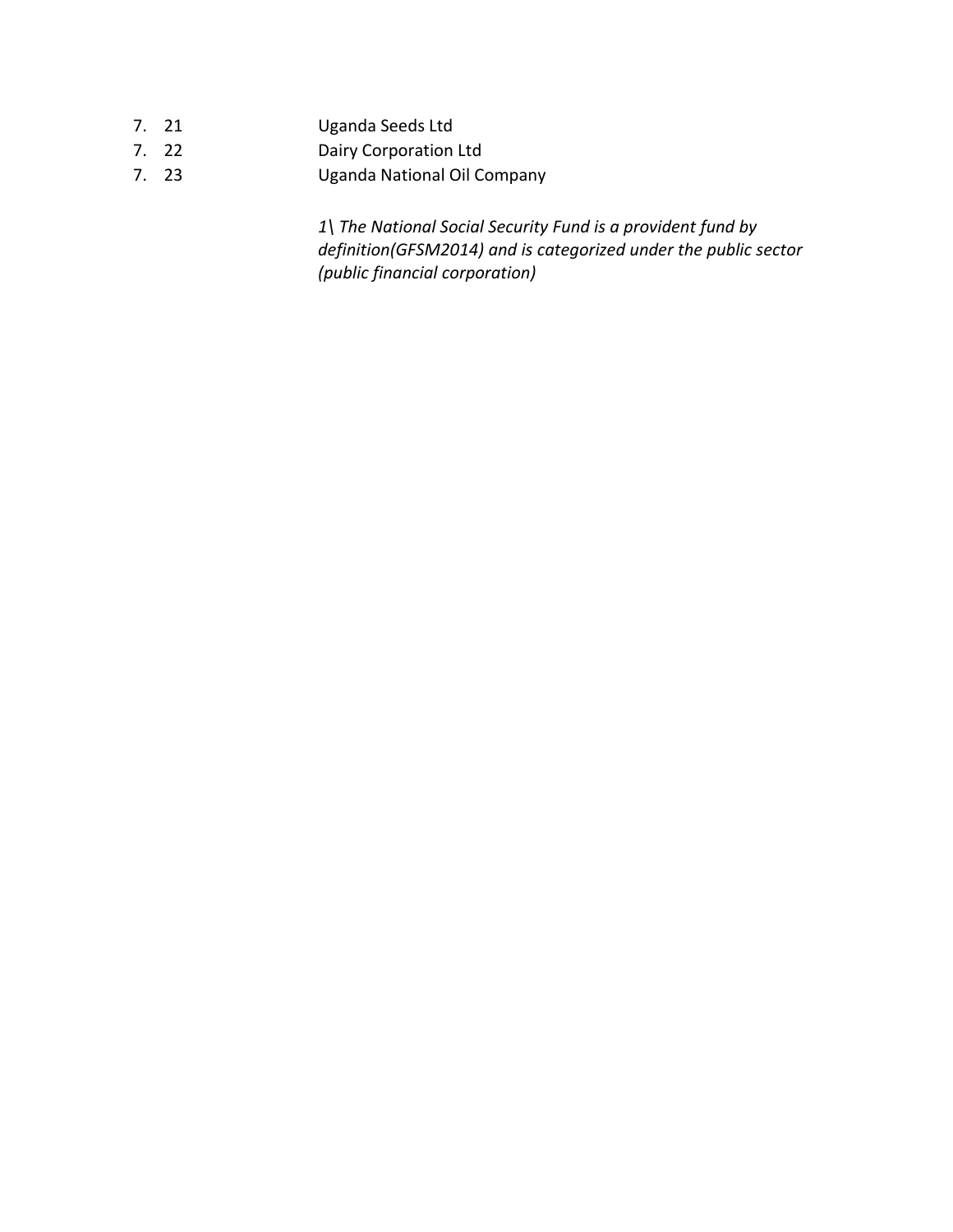| | |
|---|---|
| 7. 21 | Uganda Seeds Ltd |
| 7. 22 | Dairy Corporation Ltd |
| 7. 23 | Uganda National Oil Company |

*1\ The National Social Security Fund is a provident fund by definition(GFSM2014) and is categorized under the public sector (public financial corporation)*